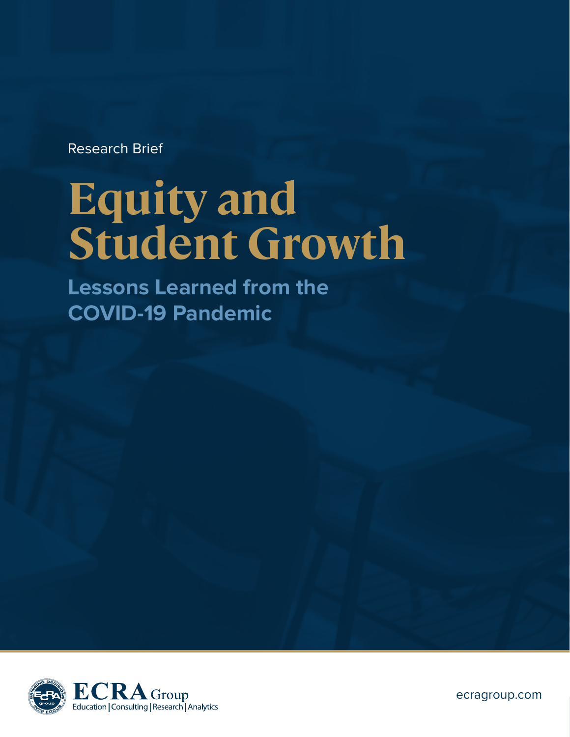Research Brief

# Equity and Student Growth

## Lessons Learned from the COVID-19 Pandemic

ECRA Group

Education | Consulting | Research | Analytics

ecragroup.com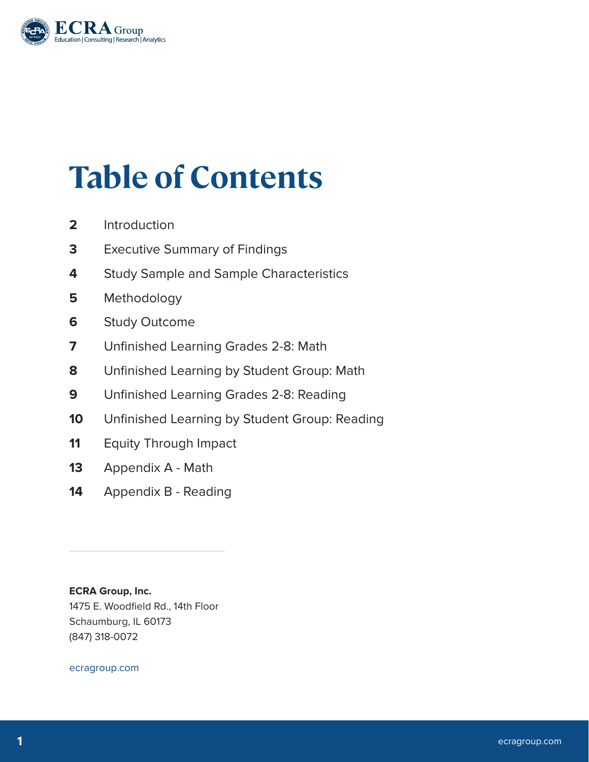# Table of Contents

| | |
|---|---|
| **2** | Introduction |
| **3** | Executive Summary of Findings |
| **4** | Study Sample and Sample Characteristics |
| **5** | Methodology |
| **6** | Study Outcome |
| **7** | Unfinished Learning Grades 2-8: Math |
| **8** | Unfinished Learning by Student Group: Math |
| **9** | Unfinished Learning Grades 2-8: Reading |
| **10** | Unfinished Learning by Student Group: Reading |
| **11** | Equity Through Impact |
| **13** | Appendix A - Math |
| **14** | Appendix B - Reading |

---

**ECRA Group, Inc.**
1475 E. Woodfield Rd., 14th Floor
Schaumburg, IL 60173
(847) 318-0072

ecragroup.com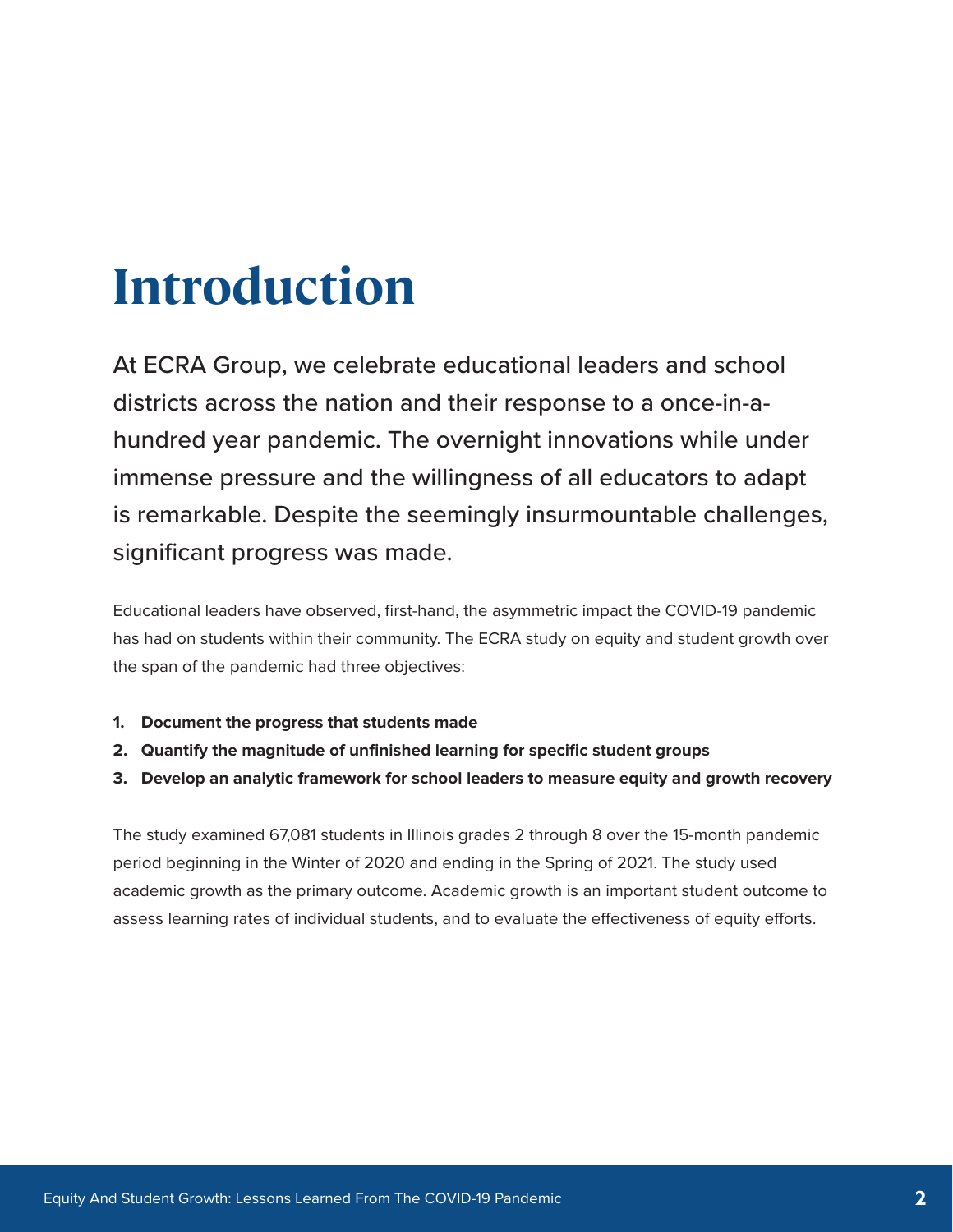# Introduction

At ECRA Group, we celebrate educational leaders and school districts across the nation and their response to a once-in-a-hundred year pandemic. The overnight innovations while under immense pressure and the willingness of all educators to adapt is remarkable. Despite the seemingly insurmountable challenges, significant progress was made.

Educational leaders have observed, first-hand, the asymmetric impact the COVID-19 pandemic has had on students within their community. The ECRA study on equity and student growth over the span of the pandemic had three objectives:

1. **Document the progress that students made**
2. **Quantify the magnitude of unfinished learning for specific student groups**
3. **Develop an analytic framework for school leaders to measure equity and growth recovery**

The study examined 67,081 students in Illinois grades 2 through 8 over the 15-month pandemic period beginning in the Winter of 2020 and ending in the Spring of 2021. The study used academic growth as the primary outcome. Academic growth is an important student outcome to assess learning rates of individual students, and to evaluate the effectiveness of equity efforts.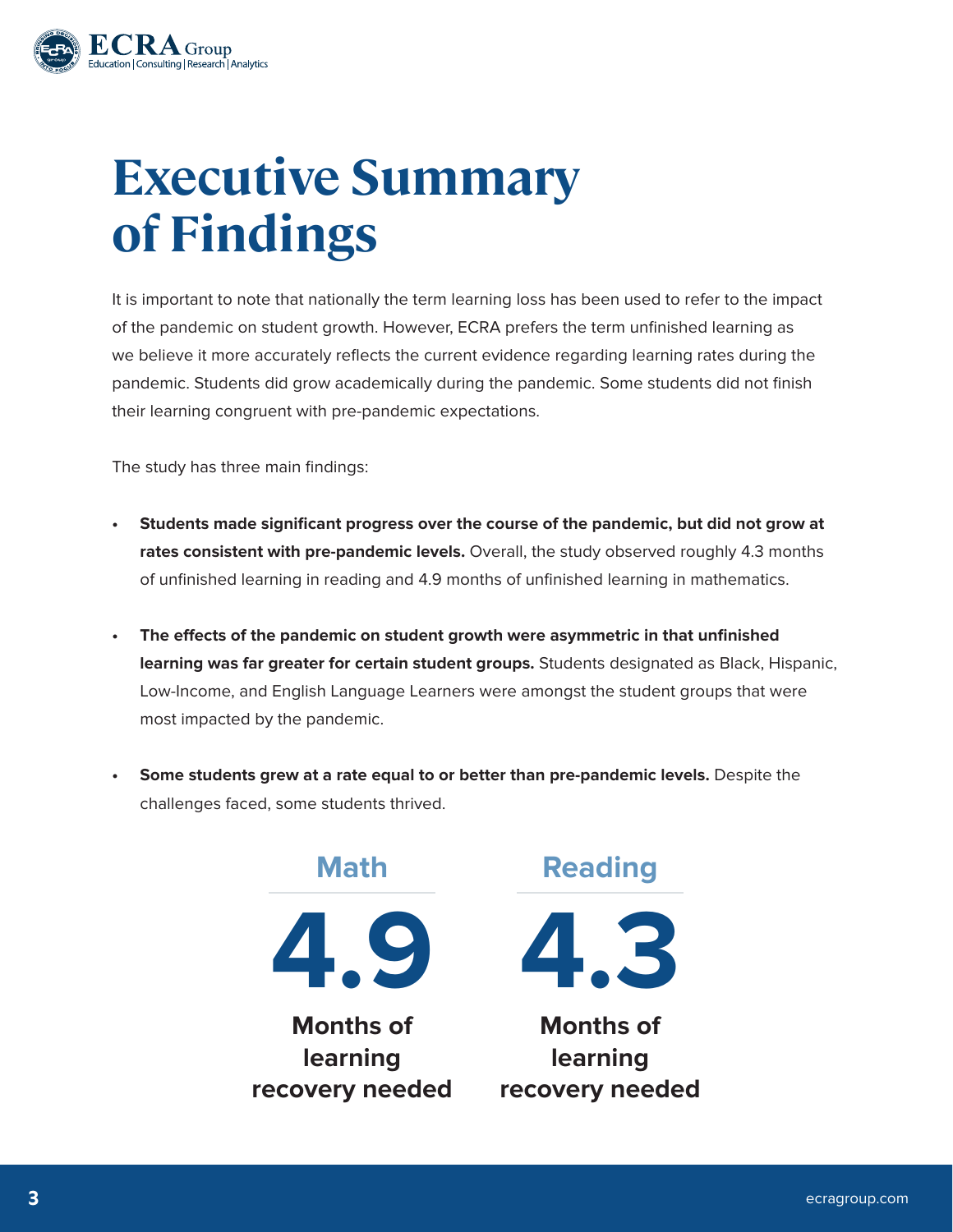# Executive Summary of Findings

It is important to note that nationally the term learning loss has been used to refer to the impact of the pandemic on student growth. However, ECRA prefers the term unfinished learning as we believe it more accurately reflects the current evidence regarding learning rates during the pandemic. Students did grow academically during the pandemic. Some students did not finish their learning congruent with pre-pandemic expectations.

The study has three main findings:

- **Students made significant progress over the course of the pandemic, but did not grow at rates consistent with pre-pandemic levels.** Overall, the study observed roughly 4.3 months of unfinished learning in reading and 4.9 months of unfinished learning in mathematics.
- **The effects of the pandemic on student growth were asymmetric in that unfinished learning was far greater for certain student groups.** Students designated as Black, Hispanic, Low-Income, and English Language Learners were amongst the student groups that were most impacted by the pandemic.
- **Some students grew at a rate equal to or better than pre-pandemic levels.** Despite the challenges faced, some students thrived.

| Math | Reading |
| --- | --- |
| **4.9** | **4.3** |
| **Months of learning recovery needed** | **Months of learning recovery needed** |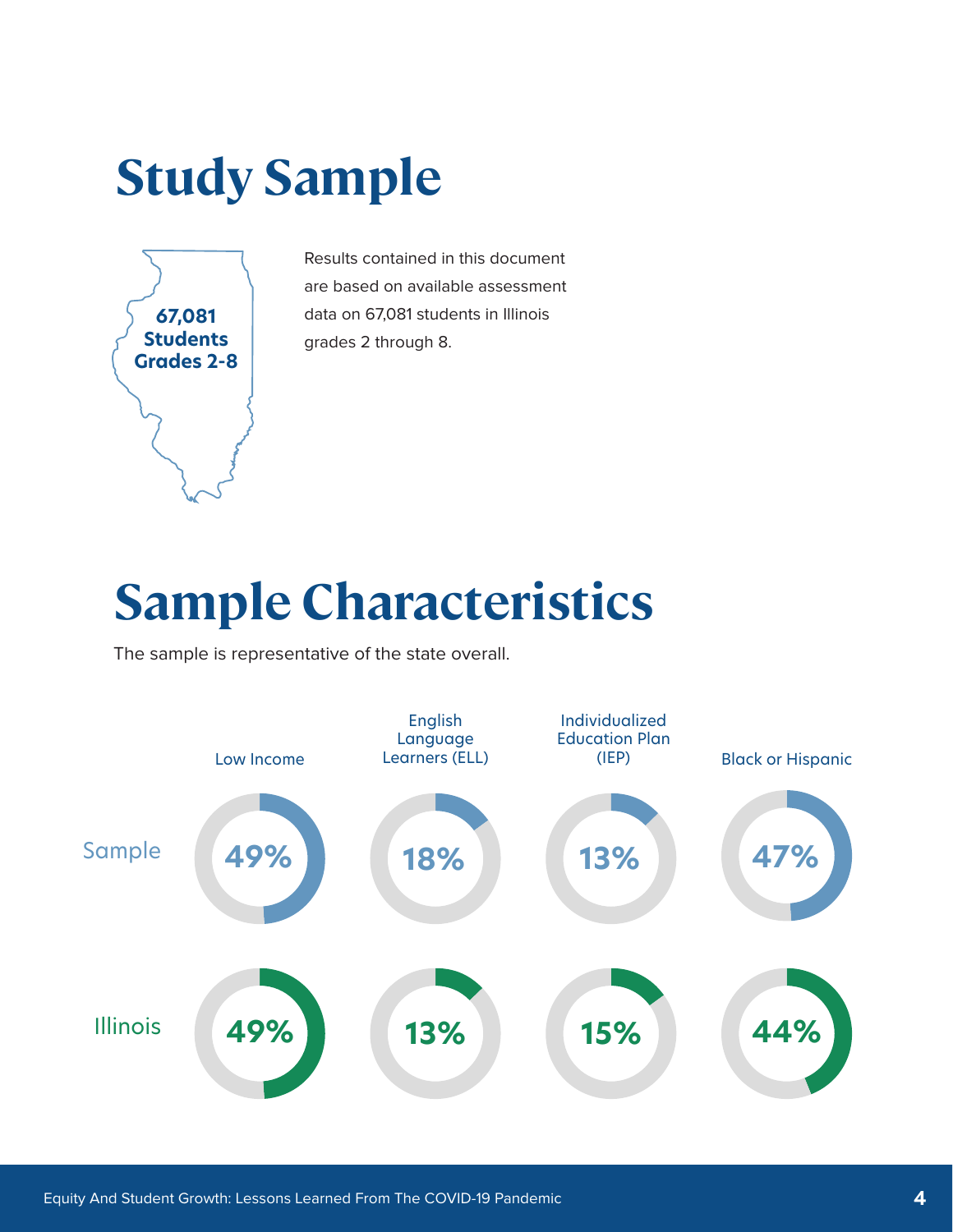# Study Sample

67,081 Students Grades 2-8

Results contained in this document are based on available assessment data on 67,081 students in Illinois grades 2 through 8.

# Sample Characteristics

The sample is representative of the state overall.

| | Low Income | English Language Learners (ELL) | Individualized Education Plan (IEP) | Black or Hispanic |
|---|---|---|---|---|
| Sample | 49% | 18% | 13% | 47% |
| Illinois | 49% | 13% | 15% | 44% |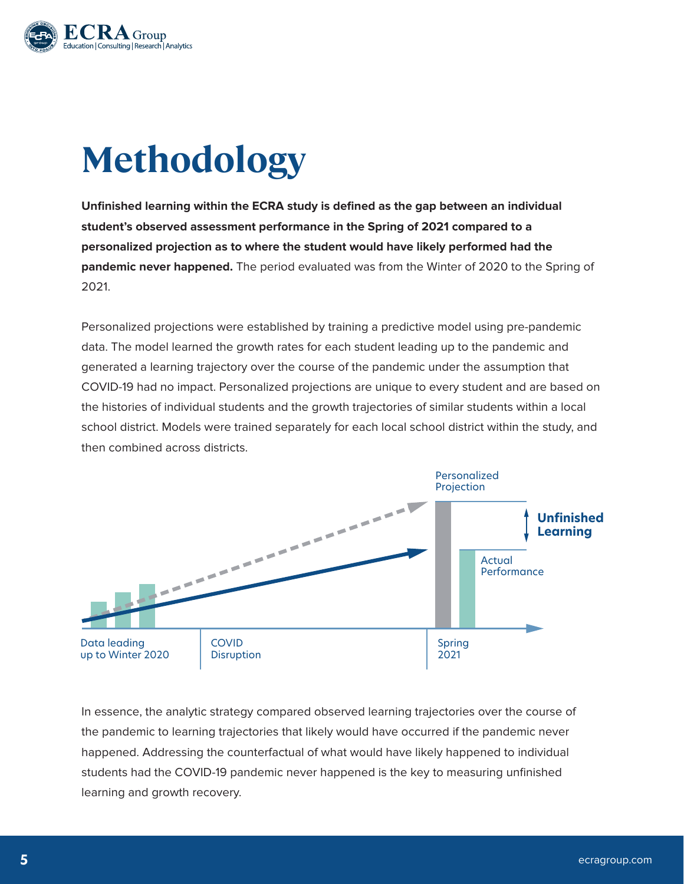# Methodology

**Unfinished learning within the ECRA study is defined as the gap between an individual student's observed assessment performance in the Spring of 2021 compared to a personalized projection as to where the student would have likely performed had the pandemic never happened.** The period evaluated was from the Winter of 2020 to the Spring of 2021.

Personalized projections were established by training a predictive model using pre-pandemic data. The model learned the growth rates for each student leading up to the pandemic and generated a learning trajectory over the course of the pandemic under the assumption that COVID-19 had no impact. Personalized projections are unique to every student and are based on the histories of individual students and the growth trajectories of similar students within a local school district. Models were trained separately for each local school district within the study, and then combined across districts.

Personalized Projection

Unfinished Learning

Actual Performance

Data leading up to Winter 2020

COVID Disruption

Spring 2021

In essence, the analytic strategy compared observed learning trajectories over the course of the pandemic to learning trajectories that likely would have occurred if the pandemic never happened. Addressing the counterfactual of what would have likely happened to individual students had the COVID-19 pandemic never happened is the key to measuring unfinished learning and growth recovery.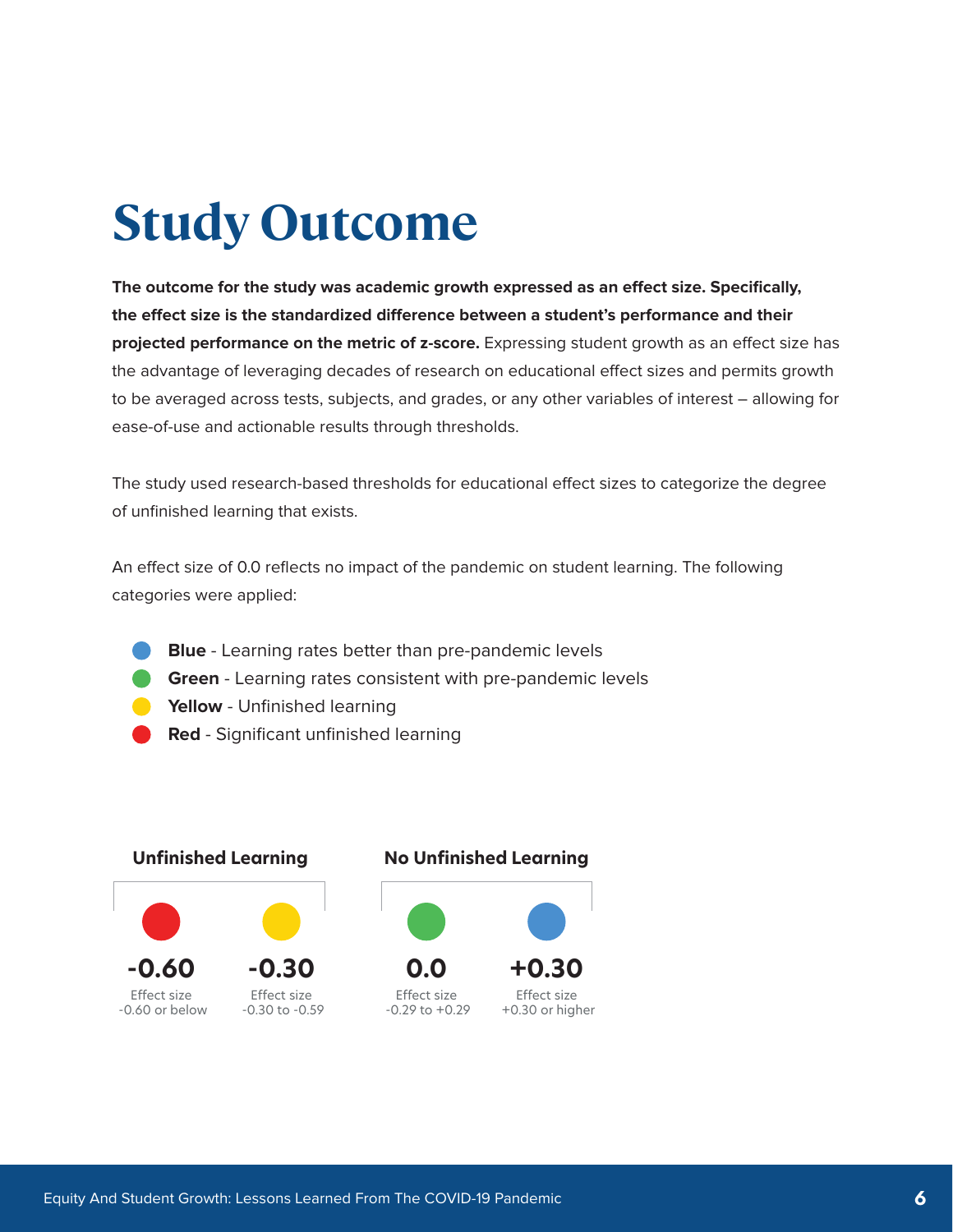# Study Outcome

**The outcome for the study was academic growth expressed as an effect size. Specifically, the effect size is the standardized difference between a student's performance and their projected performance on the metric of z-score.** Expressing student growth as an effect size has the advantage of leveraging decades of research on educational effect sizes and permits growth to be averaged across tests, subjects, and grades, or any other variables of interest – allowing for ease-of-use and actionable results through thresholds.

The study used research-based thresholds for educational effect sizes to categorize the degree of unfinished learning that exists.

An effect size of 0.0 reflects no impact of the pandemic on student learning. The following categories were applied:

- **Blue** - Learning rates better than pre-pandemic levels
- **Green** - Learning rates consistent with pre-pandemic levels
- **Yellow** - Unfinished learning
- **Red** - Significant unfinished learning

| Unfinished Learning | | No Unfinished Learning | |
|---|---|---|---|
| Red | Yellow | Green | Blue |
| **-0.60** | **-0.30** | **0.0** | **+0.30** |
| Effect size -0.60 or below | Effect size -0.30 to -0.59 | Effect size -0.29 to +0.29 | Effect size +0.30 or higher |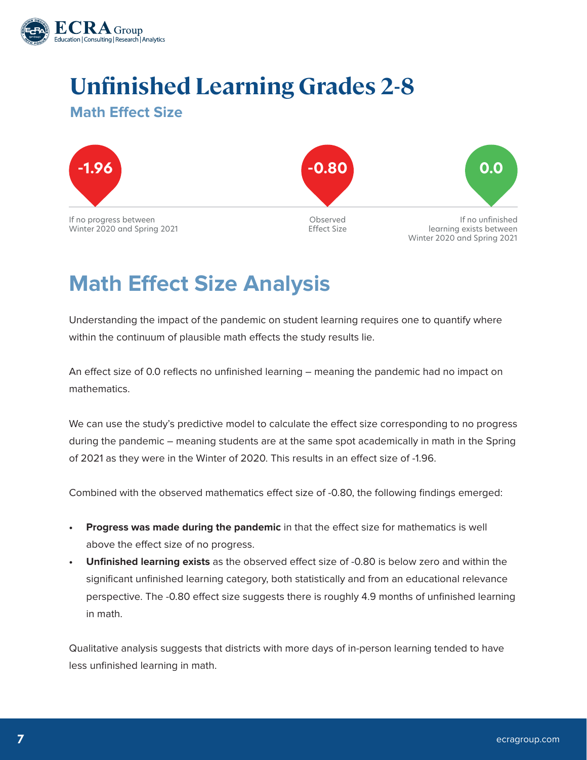# Unfinished Learning Grades 2-8

## Math Effect Size

**-1.96**

If no progress between Winter 2020 and Spring 2021

**-0.80**

Observed Effect Size

**0.0**

If no unfinished learning exists between Winter 2020 and Spring 2021

## Math Effect Size Analysis

Understanding the impact of the pandemic on student learning requires one to quantify where within the continuum of plausible math effects the study results lie.

An effect size of 0.0 reflects no unfinished learning – meaning the pandemic had no impact on mathematics.

We can use the study's predictive model to calculate the effect size corresponding to no progress during the pandemic – meaning students are at the same spot academically in math in the Spring of 2021 as they were in the Winter of 2020. This results in an effect size of -1.96.

Combined with the observed mathematics effect size of -0.80, the following findings emerged:

- **Progress was made during the pandemic** in that the effect size for mathematics is well above the effect size of no progress.
- **Unfinished learning exists** as the observed effect size of -0.80 is below zero and within the significant unfinished learning category, both statistically and from an educational relevance perspective. The -0.80 effect size suggests there is roughly 4.9 months of unfinished learning in math.

Qualitative analysis suggests that districts with more days of in-person learning tended to have less unfinished learning in math.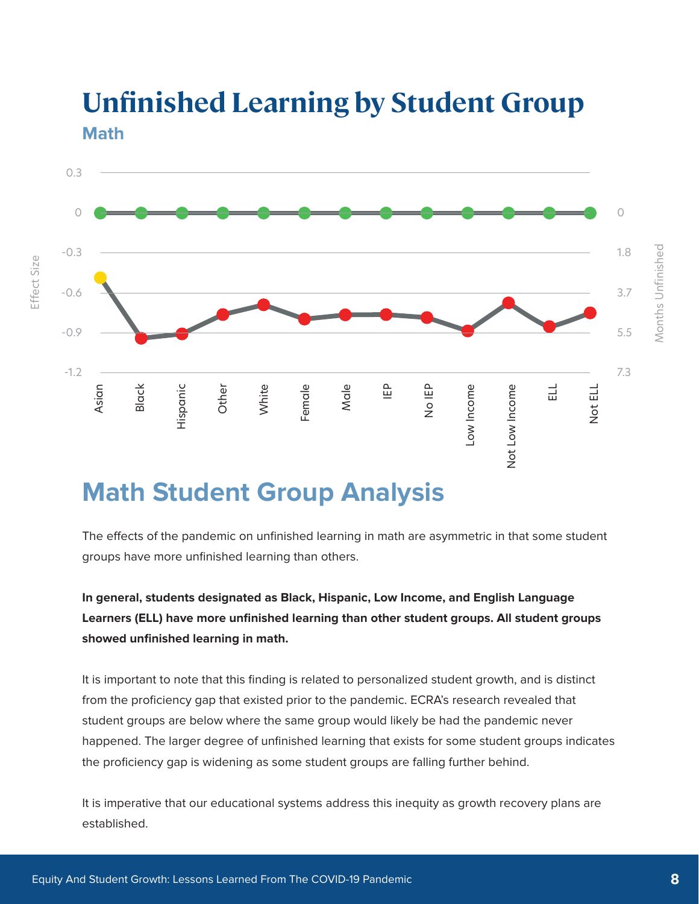# Unfinished Learning by Student Group

**Math**

## Math Student Group Analysis

The effects of the pandemic on unfinished learning in math are asymmetric in that some student groups have more unfinished learning than others.

**In general, students designated as Black, Hispanic, Low Income, and English Language Learners (ELL) have more unfinished learning than other student groups. All student groups showed unfinished learning in math.**

It is important to note that this finding is related to personalized student growth, and is distinct from the proficiency gap that existed prior to the pandemic. ECRA's research revealed that student groups are below where the same group would likely be had the pandemic never happened. The larger degree of unfinished learning that exists for some student groups indicates the proficiency gap is widening as some student groups are falling further behind.

It is imperative that our educational systems address this inequity as growth recovery plans are established.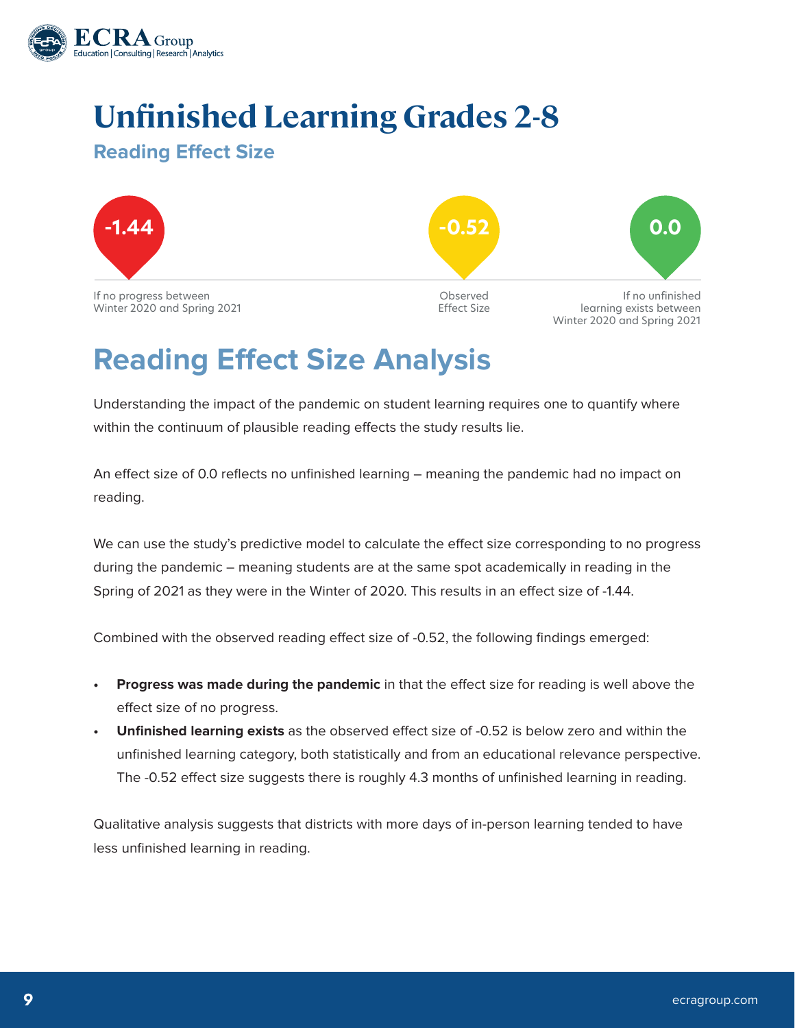# Unfinished Learning Grades 2-8

## Reading Effect Size

| -1.44 | -0.52 | 0.0 |
|---|---|---|
| If no progress between Winter 2020 and Spring 2021 | Observed Effect Size | If no unfinished learning exists between Winter 2020 and Spring 2021 |

## Reading Effect Size Analysis

Understanding the impact of the pandemic on student learning requires one to quantify where within the continuum of plausible reading effects the study results lie.

An effect size of 0.0 reflects no unfinished learning – meaning the pandemic had no impact on reading.

We can use the study's predictive model to calculate the effect size corresponding to no progress during the pandemic – meaning students are at the same spot academically in reading in the Spring of 2021 as they were in the Winter of 2020. This results in an effect size of -1.44.

Combined with the observed reading effect size of -0.52, the following findings emerged:

- **Progress was made during the pandemic** in that the effect size for reading is well above the effect size of no progress.
- **Unfinished learning exists** as the observed effect size of -0.52 is below zero and within the unfinished learning category, both statistically and from an educational relevance perspective. The -0.52 effect size suggests there is roughly 4.3 months of unfinished learning in reading.

Qualitative analysis suggests that districts with more days of in-person learning tended to have less unfinished learning in reading.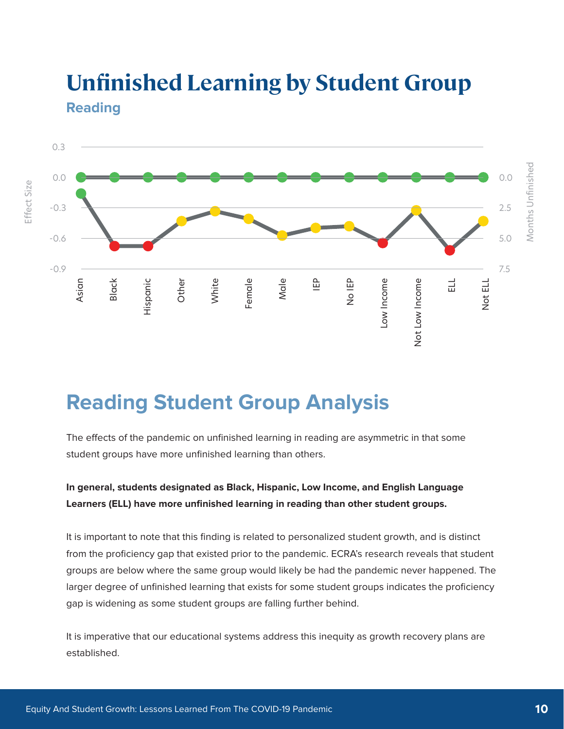# Unfinished Learning by Student Group

## Reading

## Reading Student Group Analysis

The effects of the pandemic on unfinished learning in reading are asymmetric in that some student groups have more unfinished learning than others.

**In general, students designated as Black, Hispanic, Low Income, and English Language Learners (ELL) have more unfinished learning in reading than other student groups.**

It is important to note that this finding is related to personalized student growth, and is distinct from the proficiency gap that existed prior to the pandemic. ECRA's research reveals that student groups are below where the same group would likely be had the pandemic never happened. The larger degree of unfinished learning that exists for some student groups indicates the proficiency gap is widening as some student groups are falling further behind.

It is imperative that our educational systems address this inequity as growth recovery plans are established.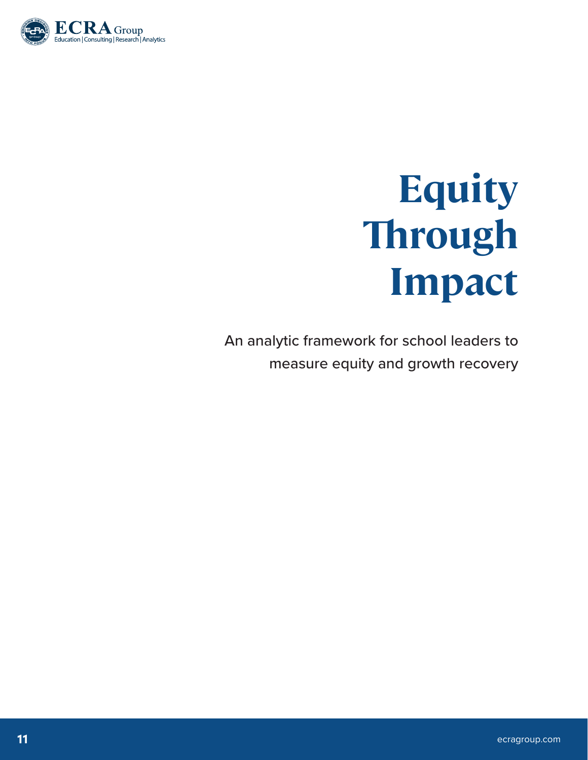# Equity Through Impact

An analytic framework for school leaders to measure equity and growth recovery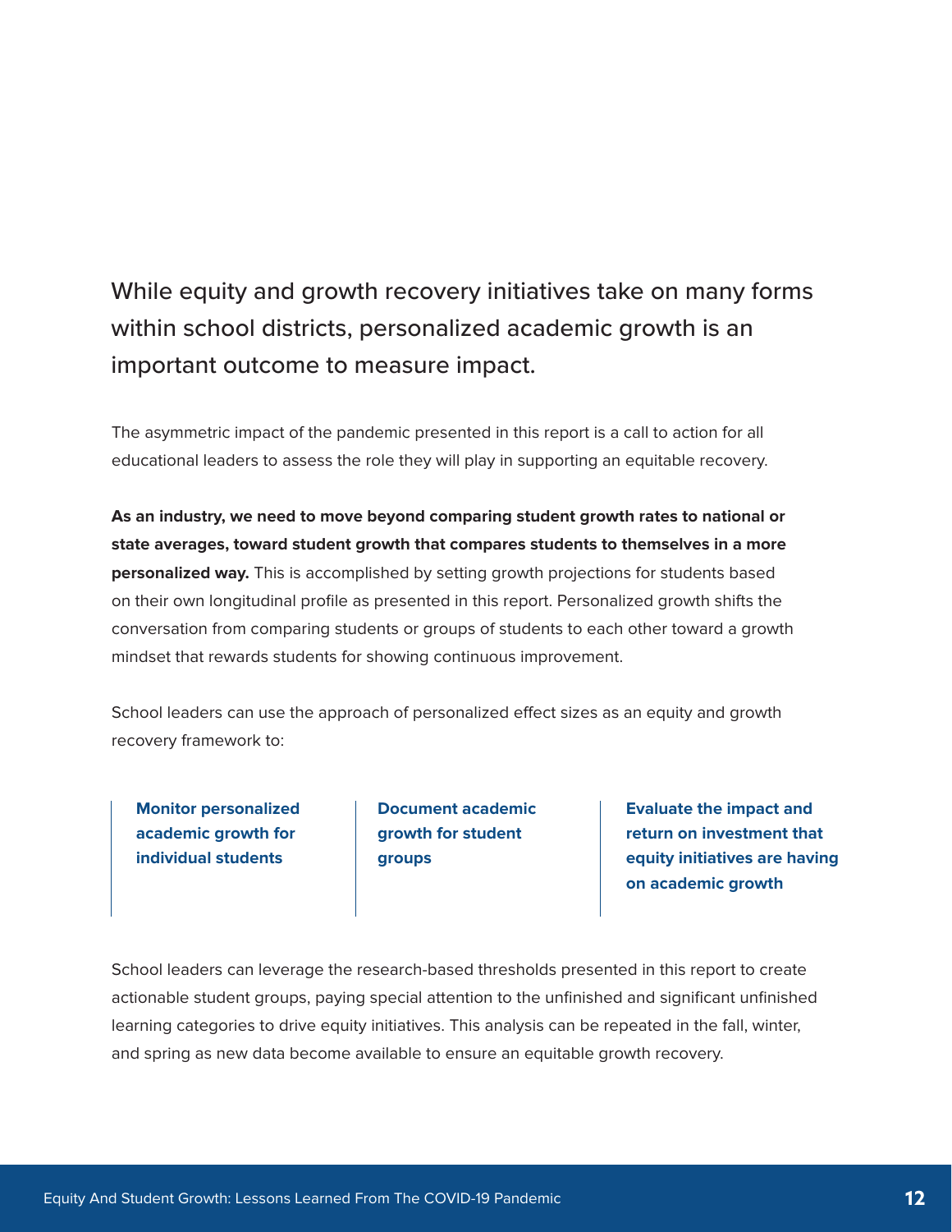While equity and growth recovery initiatives take on many forms within school districts, personalized academic growth is an important outcome to measure impact.

The asymmetric impact of the pandemic presented in this report is a call to action for all educational leaders to assess the role they will play in supporting an equitable recovery.

**As an industry, we need to move beyond comparing student growth rates to national or state averages, toward student growth that compares students to themselves in a more personalized way.** This is accomplished by setting growth projections for students based on their own longitudinal profile as presented in this report. Personalized growth shifts the conversation from comparing students or groups of students to each other toward a growth mindset that rewards students for showing continuous improvement.

School leaders can use the approach of personalized effect sizes as an equity and growth recovery framework to:

- **Monitor personalized academic growth for individual students**
- **Document academic growth for student groups**
- **Evaluate the impact and return on investment that equity initiatives are having on academic growth**

School leaders can leverage the research-based thresholds presented in this report to create actionable student groups, paying special attention to the unfinished and significant unfinished learning categories to drive equity initiatives. This analysis can be repeated in the fall, winter, and spring as new data become available to ensure an equitable growth recovery.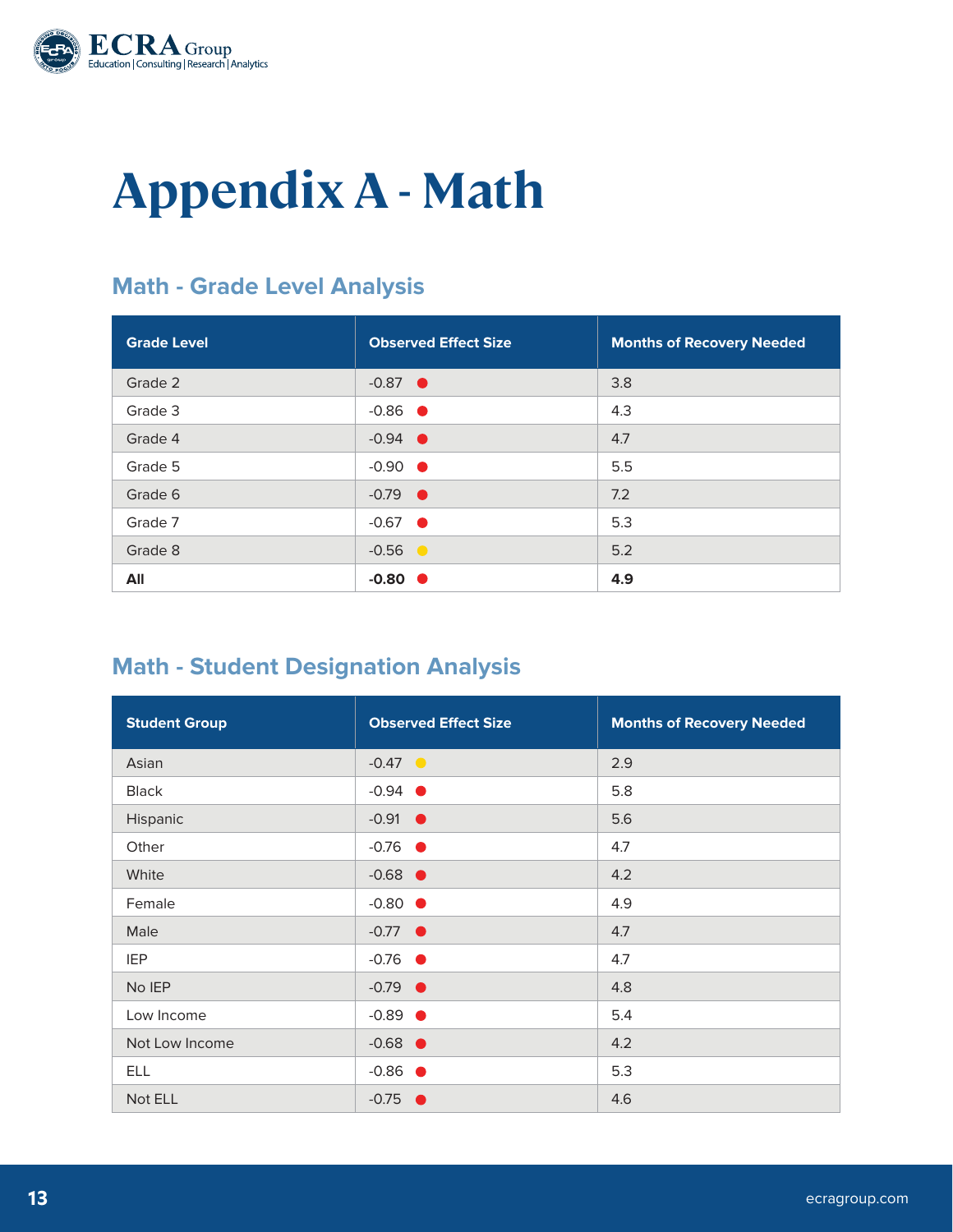# Appendix A - Math

## Math - Grade Level Analysis

| Grade Level | Observed Effect Size | Months of Recovery Needed |
|---|---|---|
| Grade 2 | -0.87 | 3.8 |
| Grade 3 | -0.86 | 4.3 |
| Grade 4 | -0.94 | 4.7 |
| Grade 5 | -0.90 | 5.5 |
| Grade 6 | -0.79 | 7.2 |
| Grade 7 | -0.67 | 5.3 |
| Grade 8 | -0.56 | 5.2 |
| **All** | **-0.80** | **4.9** |

## Math - Student Designation Analysis

| Student Group | Observed Effect Size | Months of Recovery Needed |
|---|---|---|
| Asian | -0.47 | 2.9 |
| Black | -0.94 | 5.8 |
| Hispanic | -0.91 | 5.6 |
| Other | -0.76 | 4.7 |
| White | -0.68 | 4.2 |
| Female | -0.80 | 4.9 |
| Male | -0.77 | 4.7 |
| IEP | -0.76 | 4.7 |
| No IEP | -0.79 | 4.8 |
| Low Income | -0.89 | 5.4 |
| Not Low Income | -0.68 | 4.2 |
| ELL | -0.86 | 5.3 |
| Not ELL | -0.75 | 4.6 |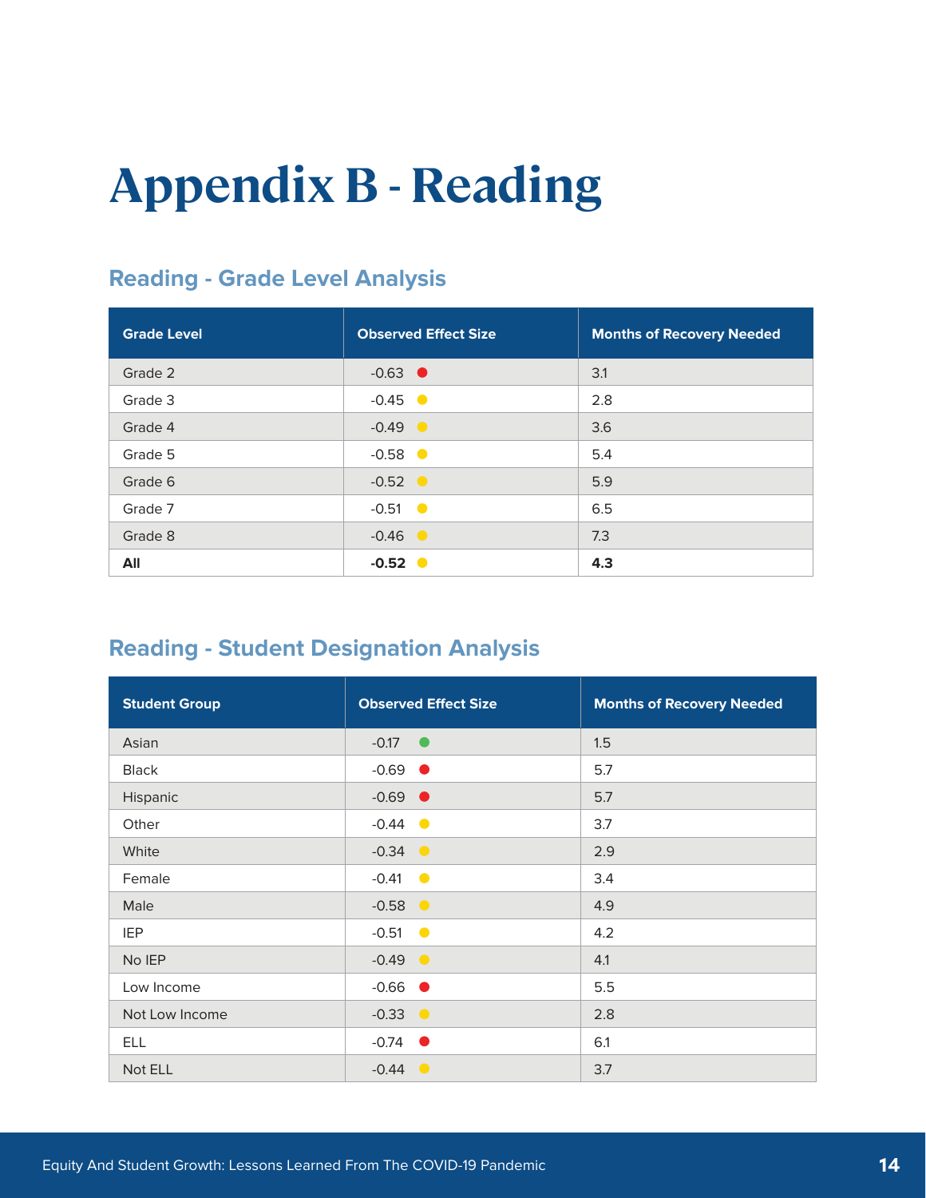# Appendix B - Reading

## Reading - Grade Level Analysis

| Grade Level | Observed Effect Size | Months of Recovery Needed |
|---|---|---|
| Grade 2 | -0.63 🔴 | 3.1 |
| Grade 3 | -0.45 🟡 | 2.8 |
| Grade 4 | -0.49 🟡 | 3.6 |
| Grade 5 | -0.58 🟡 | 5.4 |
| Grade 6 | -0.52 🟡 | 5.9 |
| Grade 7 | -0.51 🟡 | 6.5 |
| Grade 8 | -0.46 🟡 | 7.3 |
| **All** | **-0.52** 🟡 | **4.3** |

## Reading - Student Designation Analysis

| Student Group | Observed Effect Size | Months of Recovery Needed |
|---|---|---|
| Asian | -0.17 🟢 | 1.5 |
| Black | -0.69 🔴 | 5.7 |
| Hispanic | -0.69 🔴 | 5.7 |
| Other | -0.44 🟡 | 3.7 |
| White | -0.34 🟡 | 2.9 |
| Female | -0.41 🟡 | 3.4 |
| Male | -0.58 🟡 | 4.9 |
| IEP | -0.51 🟡 | 4.2 |
| No IEP | -0.49 🟡 | 4.1 |
| Low Income | -0.66 🔴 | 5.5 |
| Not Low Income | -0.33 🟡 | 2.8 |
| ELL | -0.74 🔴 | 6.1 |
| Not ELL | -0.44 🟡 | 3.7 |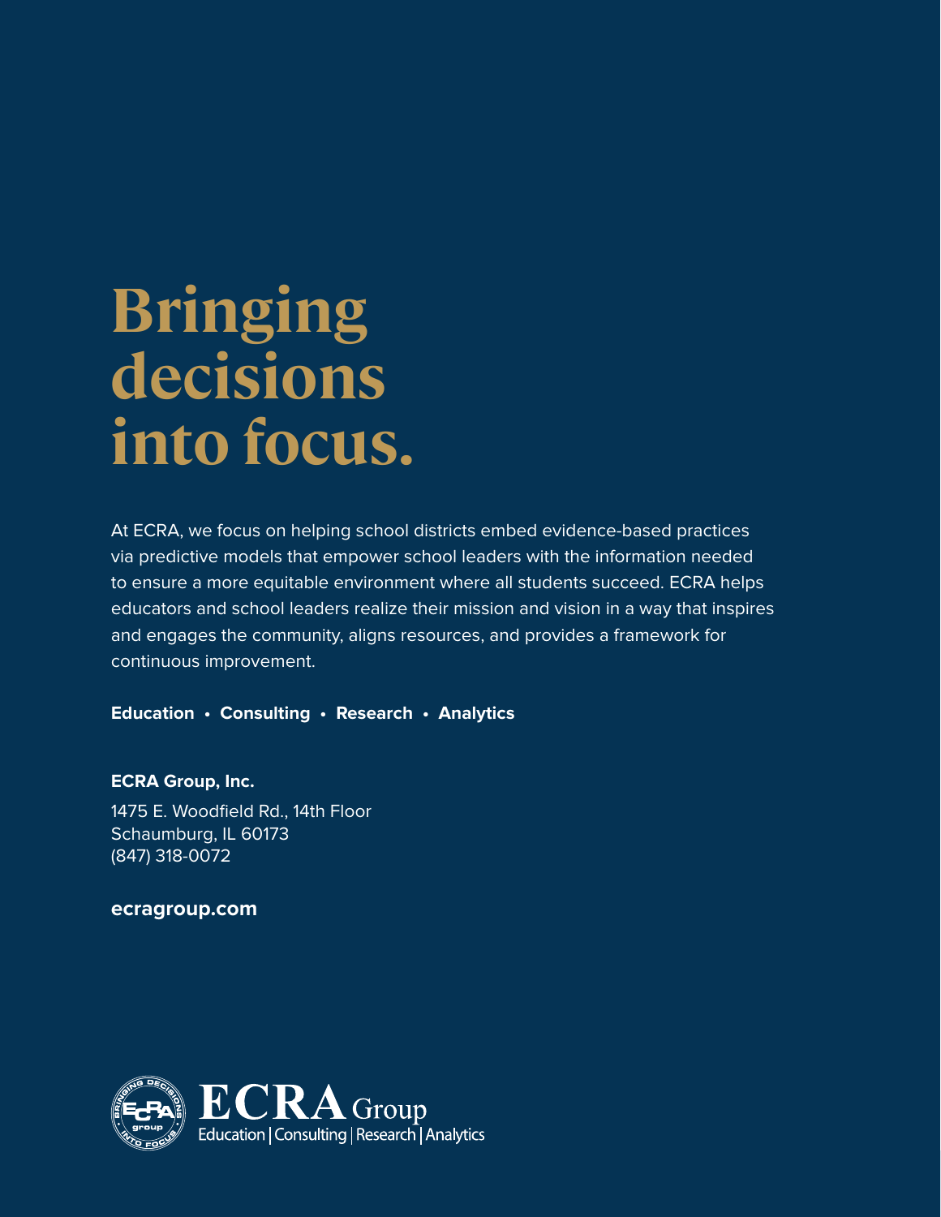# Bringing decisions into focus.

At ECRA, we focus on helping school districts embed evidence-based practices via predictive models that empower school leaders with the information needed to ensure a more equitable environment where all students succeed. ECRA helps educators and school leaders realize their mission and vision in a way that inspires and engages the community, aligns resources, and provides a framework for continuous improvement.

**Education • Consulting • Research • Analytics**

**ECRA Group, Inc.**

1475 E. Woodfield Rd., 14th Floor
Schaumburg, IL 60173
(847) 318-0072

**ecragroup.com**

ECRA Group
Education | Consulting | Research | Analytics